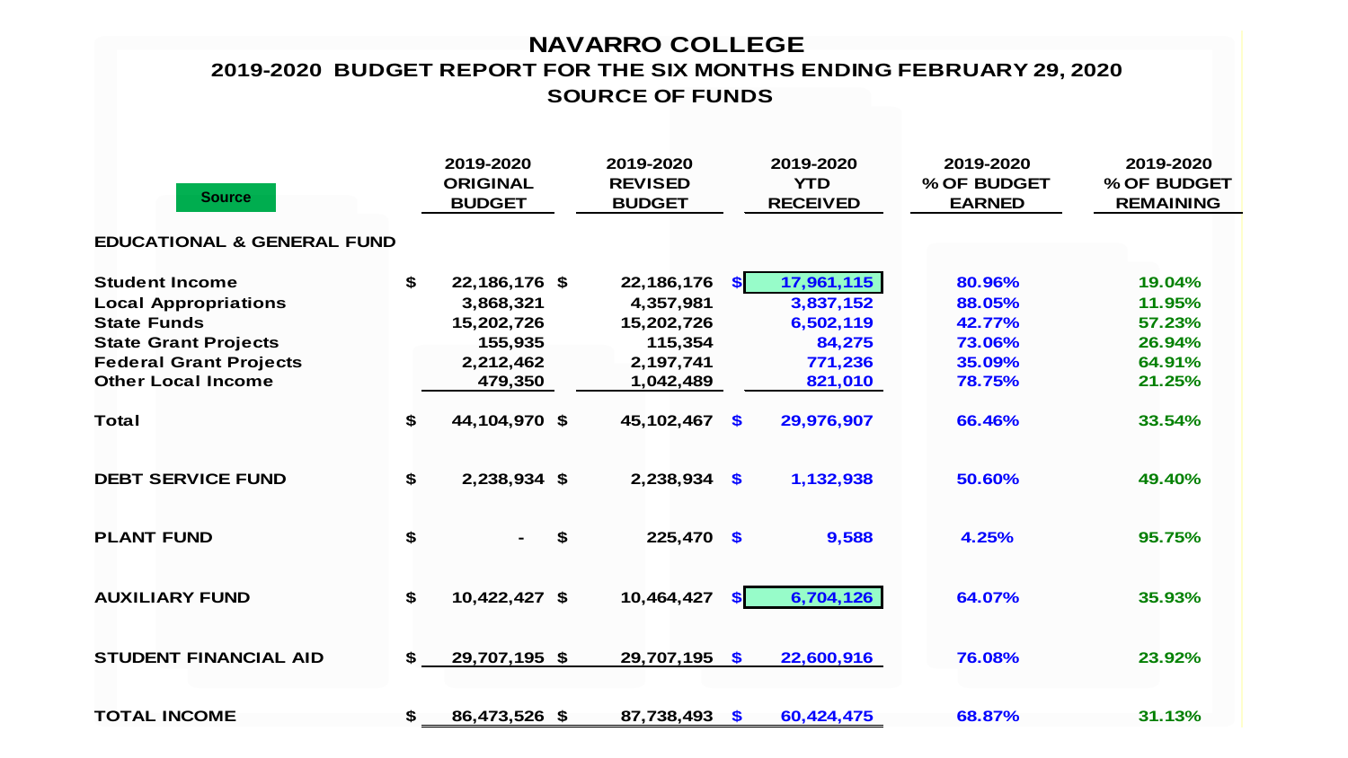# NAVARRO COLLEGE

## 2019-2020 BUDGET REPORT FOR THE SIX MONTHS ENDING FEBRUARY 29, 2020

## SOURCE OF FUNDS

| Source | 2019-2020 ORIGINAL BUDGET | 2019-2020 REVISED BUDGET | 2019-2020 YTD RECEIVED | 2019-2020 % OF BUDGET EARNED | 2019-2020 % OF BUDGET REMAINING |
|---|---|---|---|---|---|
| **EDUCATIONAL & GENERAL FUND** | | | | | |
| **Student Income** | $ 22,186,176 | $ 22,186,176 | $ 17,961,115 | 80.96% | 19.04% |
| **Local Appropriations** | 3,868,321 | 4,357,981 | 3,837,152 | 88.05% | 11.95% |
| **State Funds** | 15,202,726 | 15,202,726 | 6,502,119 | 42.77% | 57.23% |
| **State Grant Projects** | 155,935 | 115,354 | 84,275 | 73.06% | 26.94% |
| **Federal Grant Projects** | 2,212,462 | 2,197,741 | 771,236 | 35.09% | 64.91% |
| **Other Local Income** | 479,350 | 1,042,489 | 821,010 | 78.75% | 21.25% |
| **Total** | $ 44,104,970 | $ 45,102,467 | $ 29,976,907 | 66.46% | 33.54% |
| **DEBT SERVICE FUND** | $ 2,238,934 | $ 2,238,934 | $ 1,132,938 | 50.60% | 49.40% |
| **PLANT FUND** | $ - | $ 225,470 | $ 9,588 | 4.25% | 95.75% |
| **AUXILIARY FUND** | $ 10,422,427 | $ 10,464,427 | $ 6,704,126 | 64.07% | 35.93% |
| **STUDENT FINANCIAL AID** | $ 29,707,195 | $ 29,707,195 | $ 22,600,916 | 76.08% | 23.92% |
| **TOTAL INCOME** | $ 86,473,526 | $ 87,738,493 | $ 60,424,475 | 68.87% | 31.13% |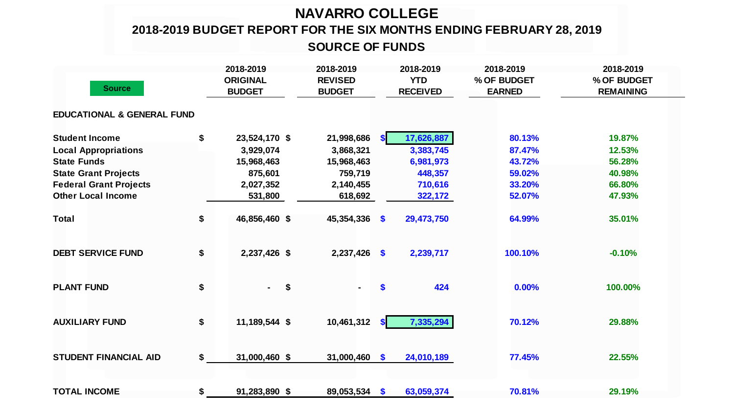# NAVARRO COLLEGE

## 2018-2019 BUDGET REPORT FOR THE SIX MONTHS ENDING FEBRUARY 28, 2019

### SOURCE OF FUNDS

| Source | 2018-2019 ORIGINAL BUDGET | 2018-2019 REVISED BUDGET | 2018-2019 YTD RECEIVED | 2018-2019 % OF BUDGET EARNED | 2018-2019 % OF BUDGET REMAINING |
|---|---|---|---|---|---|
| **EDUCATIONAL & GENERAL FUND** | | | | | |
| Student Income | $ 23,524,170 | $ 21,998,686 | $ 17,626,887 | 80.13% | 19.87% |
| Local Appropriations | 3,929,074 | 3,868,321 | 3,383,745 | 87.47% | 12.53% |
| State Funds | 15,968,463 | 15,968,463 | 6,981,973 | 43.72% | 56.28% |
| State Grant Projects | 875,601 | 759,719 | 448,357 | 59.02% | 40.98% |
| Federal Grant Projects | 2,027,352 | 2,140,455 | 710,616 | 33.20% | 66.80% |
| Other Local Income | 531,800 | 618,692 | 322,172 | 52.07% | 47.93% |
| **Total** | $ 46,856,460 | $ 45,354,336 | $ 29,473,750 | 64.99% | 35.01% |
| **DEBT SERVICE FUND** | $ 2,237,426 | $ 2,237,426 | $ 2,239,717 | 100.10% | -0.10% |
| **PLANT FUND** | $ - | $ - | $ 424 | 0.00% | 100.00% |
| **AUXILIARY FUND** | $ 11,189,544 | $ 10,461,312 | $ 7,335,294 | 70.12% | 29.88% |
| **STUDENT FINANCIAL AID** | $ 31,000,460 | $ 31,000,460 | $ 24,010,189 | 77.45% | 22.55% |
| **TOTAL INCOME** | $ 91,283,890 | $ 89,053,534 | $ 63,059,374 | 70.81% | 29.19% |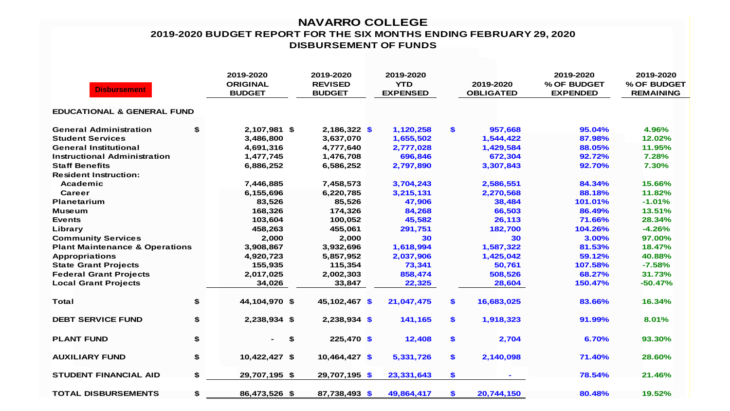# NAVARRO COLLEGE

## 2019-2020 BUDGET REPORT FOR THE SIX MONTHS ENDING FEBRUARY 29, 2020

## DISBURSEMENT OF FUNDS

| Disbursement | 2019-2020 ORIGINAL BUDGET | 2019-2020 REVISED BUDGET | 2019-2020 YTD EXPENSED | 2019-2020 OBLIGATED | 2019-2020 % OF BUDGET EXPENDED | 2019-2020 % OF BUDGET REMAINING |
|---|---|---|---|---|---|---|
| **EDUCATIONAL & GENERAL FUND** | | | | | | |
| General Administration | $ 2,107,981 | $ 2,186,322 | $ 1,120,258 | $ 957,668 | 95.04% | 4.96% |
| Student Services | 3,486,800 | 3,637,070 | 1,655,502 | 1,544,422 | 87.98% | 12.02% |
| General Institutional | 4,691,316 | 4,777,640 | 2,777,028 | 1,429,584 | 88.05% | 11.95% |
| Instructional Administration | 1,477,745 | 1,476,708 | 696,846 | 672,304 | 92.72% | 7.28% |
| Staff Benefits | 6,886,252 | 6,586,252 | 2,797,890 | 3,307,843 | 92.70% | 7.30% |
| Resident Instruction: | | | | | | |
| Academic | 7,446,885 | 7,458,573 | 3,704,243 | 2,586,551 | 84.34% | 15.66% |
| Career | 6,155,696 | 6,220,785 | 3,215,131 | 2,270,568 | 88.18% | 11.82% |
| Planetarium | 83,526 | 85,526 | 47,906 | 38,484 | 101.01% | -1.01% |
| Museum | 168,326 | 174,326 | 84,268 | 66,503 | 86.49% | 13.51% |
| Events | 103,604 | 100,052 | 45,582 | 26,113 | 71.66% | 28.34% |
| Library | 458,263 | 455,061 | 291,751 | 182,700 | 104.26% | -4.26% |
| Community Services | 2,000 | 2,000 | 30 | 30 | 3.00% | 97.00% |
| Plant Maintenance & Operations | 3,908,867 | 3,932,696 | 1,618,994 | 1,587,322 | 81.53% | 18.47% |
| Appropriations | 4,920,723 | 5,857,952 | 2,037,906 | 1,425,042 | 59.12% | 40.88% |
| State Grant Projects | 155,935 | 115,354 | 73,341 | 50,761 | 107.58% | -7.58% |
| Federal Grant Projects | 2,017,025 | 2,002,303 | 858,474 | 508,526 | 68.27% | 31.73% |
| Local Grant Projects | 34,026 | 33,847 | 22,325 | 28,604 | 150.47% | -50.47% |
| **Total** | $ 44,104,970 | $ 45,102,467 | $ 21,047,475 | $ 16,683,025 | 83.66% | 16.34% |
| **DEBT SERVICE FUND** | $ 2,238,934 | $ 2,238,934 | $ 141,165 | $ 1,918,323 | 91.99% | 8.01% |
| **PLANT FUND** | $ - | $ 225,470 | $ 12,408 | $ 2,704 | 6.70% | 93.30% |
| **AUXILIARY FUND** | $ 10,422,427 | $ 10,464,427 | $ 5,331,726 | $ 2,140,098 | 71.40% | 28.60% |
| **STUDENT FINANCIAL AID** | $ 29,707,195 | $ 29,707,195 | $ 23,331,643 | $ - | 78.54% | 21.46% |
| **TOTAL DISBURSEMENTS** | $ 86,473,526 | $ 87,738,493 | $ 49,864,417 | $ 20,744,150 | 80.48% | 19.52% |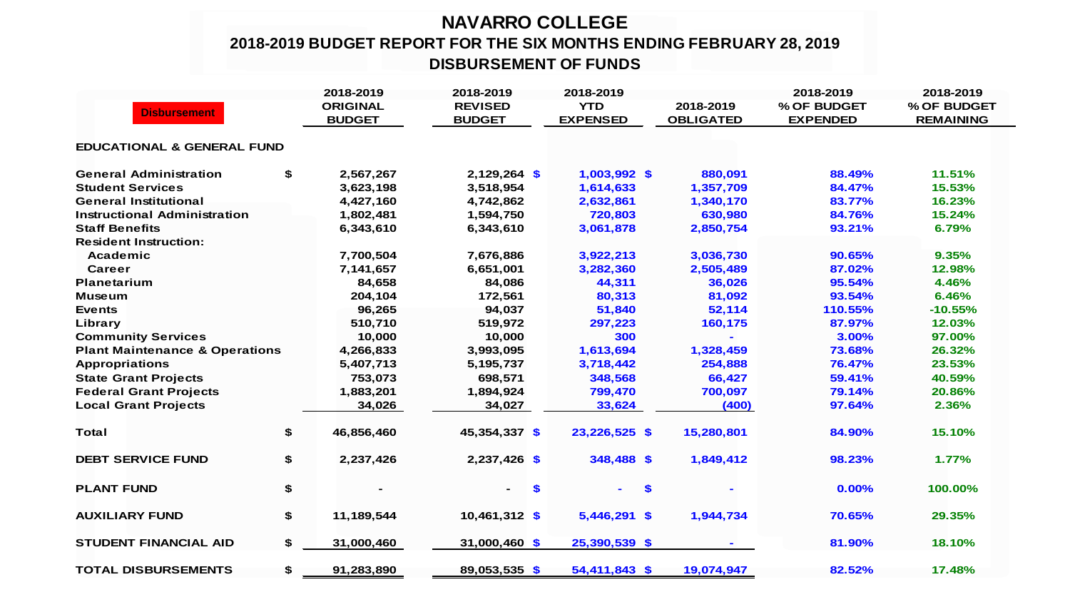# NAVARRO COLLEGE

## 2018-2019 BUDGET REPORT FOR THE SIX MONTHS ENDING FEBRUARY 28, 2019

## DISBURSEMENT OF FUNDS

| Disbursement | 2018-2019 ORIGINAL BUDGET | 2018-2019 REVISED BUDGET | 2018-2019 YTD EXPENSED | 2018-2019 OBLIGATED | 2018-2019 % OF BUDGET EXPENDED | 2018-2019 % OF BUDGET REMAINING |
|---|---|---|---|---|---|---|
| **EDUCATIONAL & GENERAL FUND** | | | | | | |
| General Administration | $ 2,567,267 | 2,129,264 | $ 1,003,992 | $ 880,091 | 88.49% | 11.51% |
| Student Services | 3,623,198 | 3,518,954 | 1,614,633 | 1,357,709 | 84.47% | 15.53% |
| General Institutional | 4,427,160 | 4,742,862 | 2,632,861 | 1,340,170 | 83.77% | 16.23% |
| Instructional Administration | 1,802,481 | 1,594,750 | 720,803 | 630,980 | 84.76% | 15.24% |
| Staff Benefits | 6,343,610 | 6,343,610 | 3,061,878 | 2,850,754 | 93.21% | 6.79% |
| Resident Instruction: | | | | | | |
| Academic | 7,700,504 | 7,676,886 | 3,922,213 | 3,036,730 | 90.65% | 9.35% |
| Career | 7,141,657 | 6,651,001 | 3,282,360 | 2,505,489 | 87.02% | 12.98% |
| Planetarium | 84,658 | 84,086 | 44,311 | 36,026 | 95.54% | 4.46% |
| Museum | 204,104 | 172,561 | 80,313 | 81,092 | 93.54% | 6.46% |
| Events | 96,265 | 94,037 | 51,840 | 52,114 | 110.55% | -10.55% |
| Library | 510,710 | 519,972 | 297,223 | 160,175 | 87.97% | 12.03% |
| Community Services | 10,000 | 10,000 | 300 | - | 3.00% | 97.00% |
| Plant Maintenance & Operations | 4,266,833 | 3,993,095 | 1,613,694 | 1,328,459 | 73.68% | 26.32% |
| Appropriations | 5,407,713 | 5,195,737 | 3,718,442 | 254,888 | 76.47% | 23.53% |
| State Grant Projects | 753,073 | 698,571 | 348,568 | 66,427 | 59.41% | 40.59% |
| Federal Grant Projects | 1,883,201 | 1,894,924 | 799,470 | 700,097 | 79.14% | 20.86% |
| Local Grant Projects | 34,026 | 34,027 | 33,624 | (400) | 97.64% | 2.36% |
| **Total** | $ 46,856,460 | 45,354,337 | $ 23,226,525 | $ 15,280,801 | 84.90% | 15.10% |
| **DEBT SERVICE FUND** | $ 2,237,426 | 2,237,426 | $ 348,488 | $ 1,849,412 | 98.23% | 1.77% |
| **PLANT FUND** | $ - | - | $ - | $ - | 0.00% | 100.00% |
| **AUXILIARY FUND** | $ 11,189,544 | 10,461,312 | $ 5,446,291 | $ 1,944,734 | 70.65% | 29.35% |
| **STUDENT FINANCIAL AID** | $ 31,000,460 | 31,000,460 | $ 25,390,539 | $ - | 81.90% | 18.10% |
| **TOTAL DISBURSEMENTS** | $ 91,283,890 | 89,053,535 | $ 54,411,843 | $ 19,074,947 | 82.52% | 17.48% |